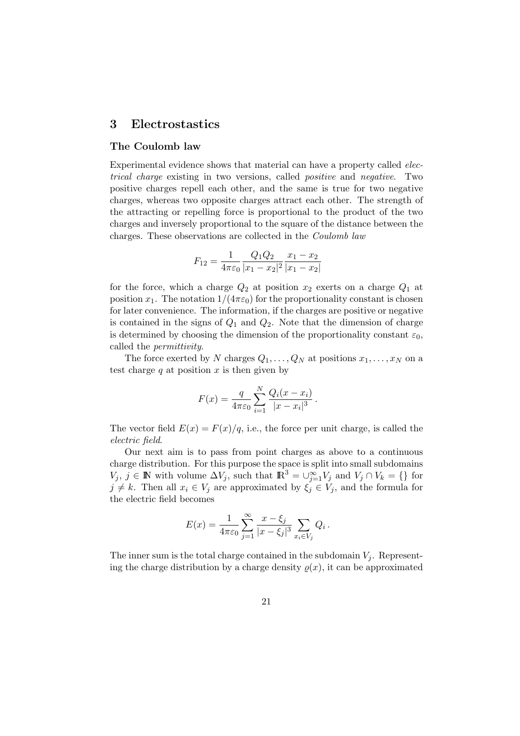## 3 Electrostastics

### The Coulomb law

Experimental evidence shows that material can have a property called *electrical charge* existing in two versions, called *positive* and *negative*. Two positive charges repell each other, and the same is true for two negative charges, whereas two opposite charges attract each other. The strength of the attracting or repelling force is proportional to the product of the two charges and inversely proportional to the square of the distance between the charges. These observations are collected in the *Coulomb law*

$$F_{12} = \frac{1}{4\pi\varepsilon_0} \frac{Q_1 Q_2}{|x_1 - x_2|^2} \frac{x_1 - x_2}{|x_1 - x_2|}$$

for the force, which a charge $Q_2$ at position $x_2$ exerts on a charge $Q_1$ at position $x_1$. The notation $1/(4\pi\varepsilon_0)$ for the proportionality constant is chosen for later convenience. The information, if the charges are positive or negative is contained in the signs of $Q_1$ and $Q_2$. Note that the dimension of charge is determined by choosing the dimension of the proportionality constant $\varepsilon_0$, called the *permittivity*.

The force exerted by $N$ charges $Q_1, \ldots, Q_N$ at positions $x_1, \ldots, x_N$ on a test charge $q$ at position $x$ is then given by

$$F(x) = \frac{q}{4\pi\varepsilon_0} \sum_{i=1}^{N} \frac{Q_i(x - x_i)}{|x - x_i|^3} \,.$$

The vector field $E(x) = F(x)/q$, i.e., the force per unit charge, is called the *electric field*.

Our next aim is to pass from point charges as above to a continuous charge distribution. For this purpose the space is split into small subdomains $V_j$, $j \in \mathbb{N}$ with volume $\Delta V_j$, such that $\mathbb{R}^3 = \cup_{j=1}^{\infty} V_j$ and $V_j \cap V_k = \{\}$ for $j \neq k$. Then all $x_i \in V_j$ are approximated by $\xi_j \in V_j$, and the formula for the electric field becomes

$$E(x) = \frac{1}{4\pi\varepsilon_0} \sum_{j=1}^{\infty} \frac{x - \xi_j}{|x - \xi_j|^3} \sum_{x_i \in V_j} Q_i \,.$$

The inner sum is the total charge contained in the subdomain $V_j$. Representing the charge distribution by a charge density $\varrho(x)$, it can be approximated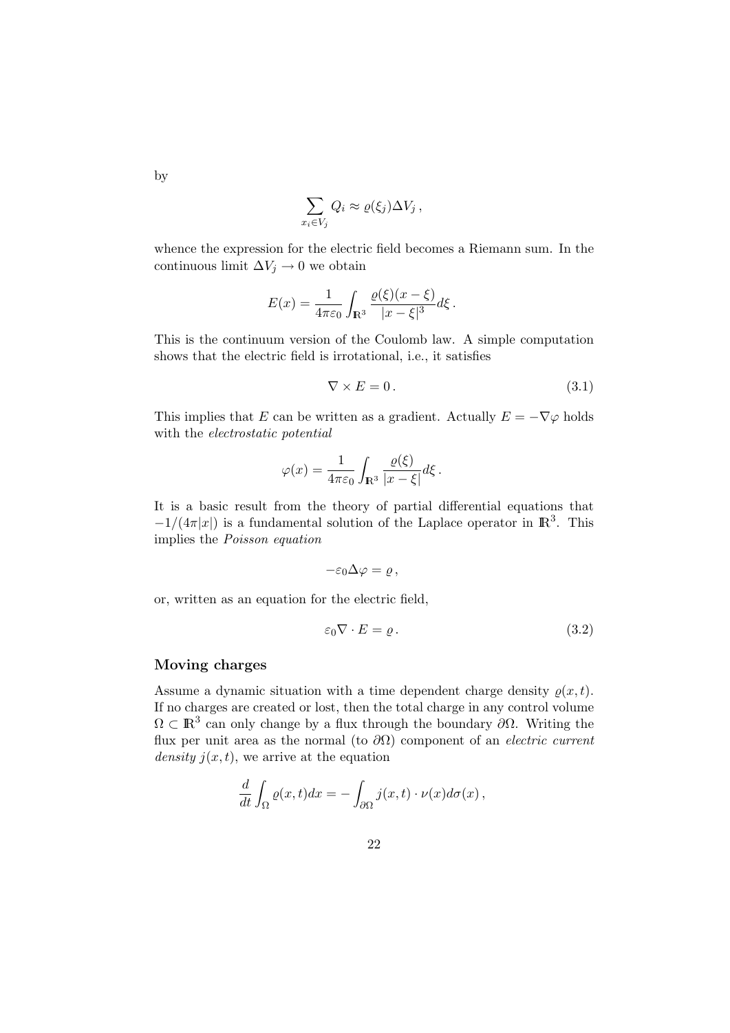by

$$\sum_{x_i \in V_j} Q_i \approx \varrho(\xi_j) \Delta V_j \,,$$

whence the expression for the electric field becomes a Riemann sum. In the continuous limit $\Delta V_j \to 0$ we obtain

$$E(x) = \frac{1}{4\pi\varepsilon_0} \int_{\mathbb{R}^3} \frac{\varrho(\xi)(x-\xi)}{|x-\xi|^3} d\xi \,.$$

This is the continuum version of the Coulomb law. A simple computation shows that the electric field is irrotational, i.e., it satisfies

$$\nabla \times E = 0 \,. \tag{3.1}$$

This implies that $E$ can be written as a gradient. Actually $E = -\nabla\varphi$ holds with the *electrostatic potential*

$$\varphi(x) = \frac{1}{4\pi\varepsilon_0} \int_{\mathbb{R}^3} \frac{\varrho(\xi)}{|x-\xi|} d\xi \,.$$

It is a basic result from the theory of partial differential equations that $-1/(4\pi|x|)$ is a fundamental solution of the Laplace operator in $\mathbb{R}^3$. This implies the *Poisson equation*

$$-\varepsilon_0 \Delta\varphi = \varrho \,,$$

or, written as an equation for the electric field,

$$\varepsilon_0 \nabla \cdot E = \varrho \,. \tag{3.2}$$

### Moving charges

Assume a dynamic situation with a time dependent charge density $\varrho(x,t)$. If no charges are created or lost, then the total charge in any control volume $\Omega \subset \mathbb{R}^3$ can only change by a flux through the boundary $\partial\Omega$. Writing the flux per unit area as the normal (to $\partial\Omega$) component of an *electric current density* $j(x,t)$, we arrive at the equation

$$\frac{d}{dt} \int_\Omega \varrho(x,t) dx = -\int_{\partial\Omega} j(x,t) \cdot \nu(x) d\sigma(x) \,,$$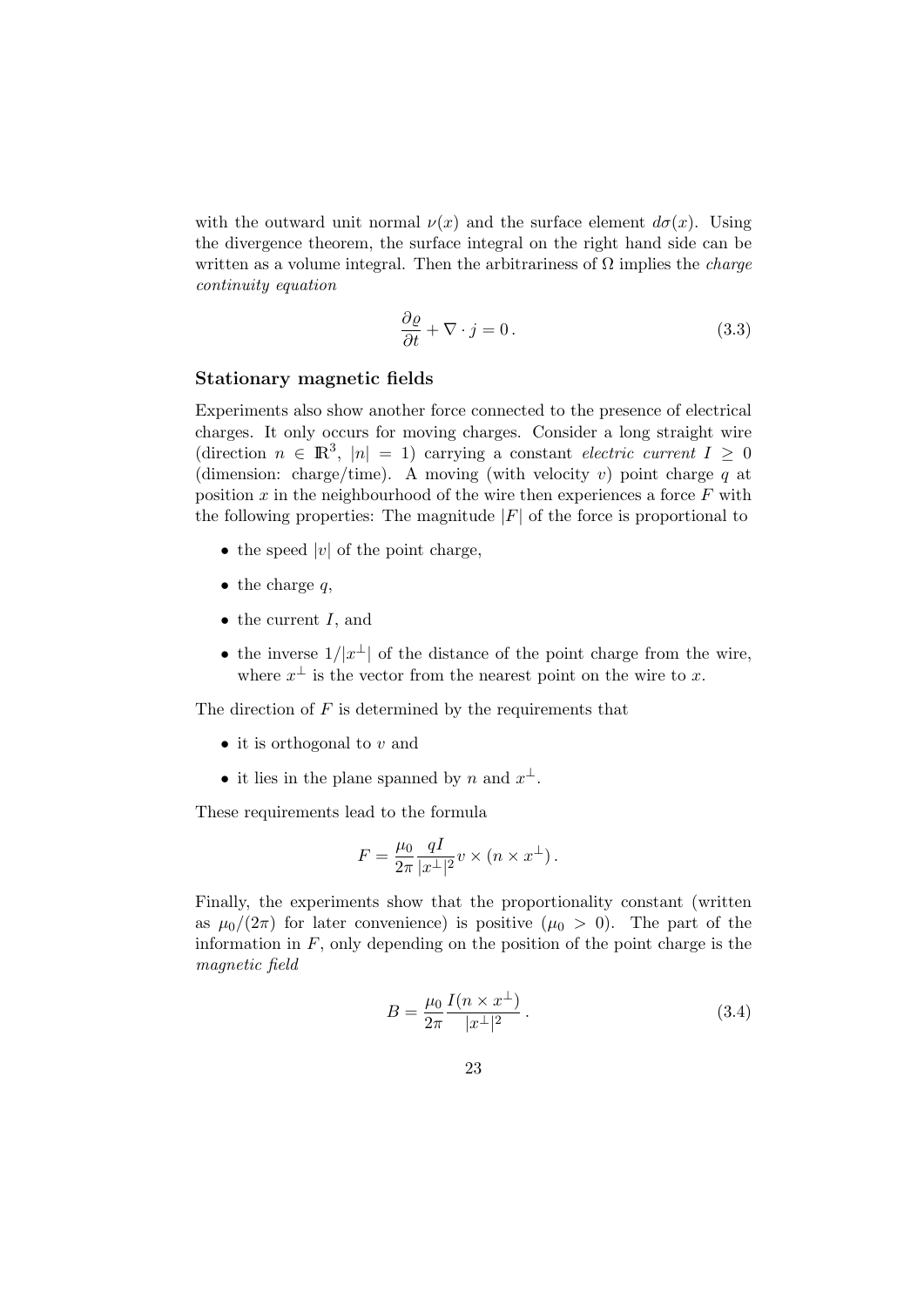with the outward unit normal $\nu(x)$ and the surface element $d\sigma(x)$. Using the divergence theorem, the surface integral on the right hand side can be written as a volume integral. Then the arbitrariness of $\Omega$ implies the *charge continuity equation*

$$\frac{\partial \varrho}{\partial t} + \nabla \cdot j = 0 \,. \tag{3.3}$$

### Stationary magnetic fields

Experiments also show another force connected to the presence of electrical charges. It only occurs for moving charges. Consider a long straight wire (direction $n \in \mathbb{R}^3$, $|n| = 1$) carrying a constant *electric current* $I \geq 0$ (dimension: charge/time). A moving (with velocity $v$) point charge $q$ at position $x$ in the neighbourhood of the wire then experiences a force $F$ with the following properties: The magnitude $|F|$ of the force is proportional to

- the speed $|v|$ of the point charge,
- the charge $q$,
- the current $I$, and
- the inverse $1/|x^\perp|$ of the distance of the point charge from the wire, where $x^\perp$ is the vector from the nearest point on the wire to $x$.

The direction of $F$ is determined by the requirements that

- it is orthogonal to $v$ and
- it lies in the plane spanned by $n$ and $x^\perp$.

These requirements lead to the formula

$$F = \frac{\mu_0}{2\pi} \frac{qI}{|x^\perp|^2} v \times (n \times x^\perp) \,.$$

Finally, the experiments show that the proportionality constant (written as $\mu_0/(2\pi)$ for later convenience) is positive ($\mu_0 > 0$). The part of the information in $F$, only depending on the position of the point charge is the *magnetic field*

$$B = \frac{\mu_0}{2\pi} \frac{I(n \times x^\perp)}{|x^\perp|^2} \,. \tag{3.4}$$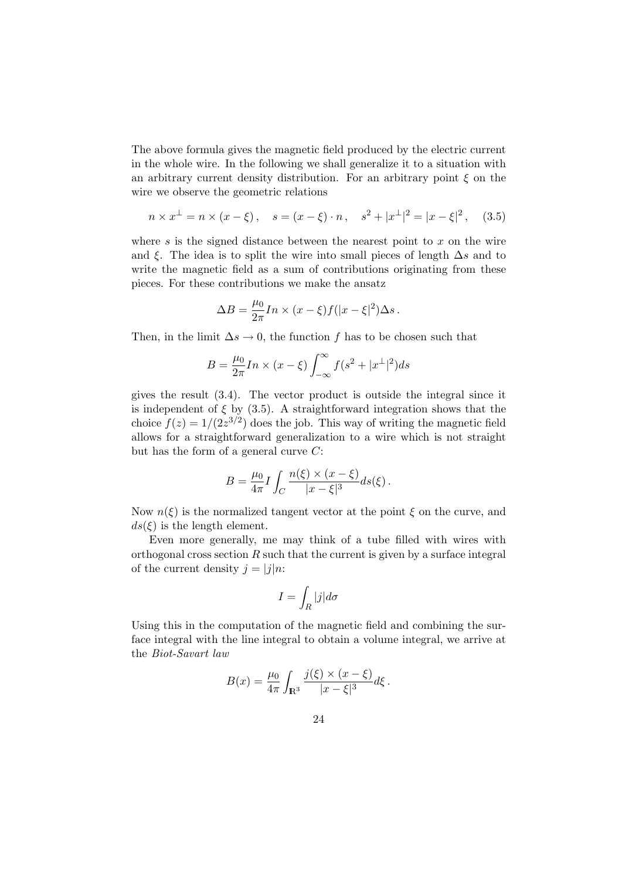The above formula gives the magnetic field produced by the electric current in the whole wire. In the following we shall generalize it to a situation with an arbitrary current density distribution. For an arbitrary point $\xi$ on the wire we observe the geometric relations

$$n \times x^{\perp} = n \times (x - \xi)\,, \quad s = (x - \xi) \cdot n\,, \quad s^2 + |x^{\perp}|^2 = |x - \xi|^2\,, \quad (3.5)$$

where $s$ is the signed distance between the nearest point to $x$ on the wire and $\xi$. The idea is to split the wire into small pieces of length $\Delta s$ and to write the magnetic field as a sum of contributions originating from these pieces. For these contributions we make the ansatz

$$\Delta B = \frac{\mu_0}{2\pi} I n \times (x - \xi) f(|x - \xi|^2) \Delta s\,.$$

Then, in the limit $\Delta s \to 0$, the function $f$ has to be chosen such that

$$B = \frac{\mu_0}{2\pi} I n \times (x - \xi) \int_{-\infty}^{\infty} f(s^2 + |x^{\perp}|^2) ds$$

gives the result (3.4). The vector product is outside the integral since it is independent of $\xi$ by (3.5). A straightforward integration shows that the choice $f(z) = 1/(2z^{3/2})$ does the job. This way of writing the magnetic field allows for a straightforward generalization to a wire which is not straight but has the form of a general curve $C$:

$$B = \frac{\mu_0}{4\pi} I \int_C \frac{n(\xi) \times (x - \xi)}{|x - \xi|^3} ds(\xi)\,.$$

Now $n(\xi)$ is the normalized tangent vector at the point $\xi$ on the curve, and $ds(\xi)$ is the length element.

Even more generally, me may think of a tube filled with wires with orthogonal cross section $R$ such that the current is given by a surface integral of the current density $j = |j|n$:

$$I = \int_R |j| d\sigma$$

Using this in the computation of the magnetic field and combining the surface integral with the line integral to obtain a volume integral, we arrive at the *Biot-Savart law*

$$B(x) = \frac{\mu_0}{4\pi} \int_{\mathbb{R}^3} \frac{j(\xi) \times (x - \xi)}{|x - \xi|^3} d\xi\,.$$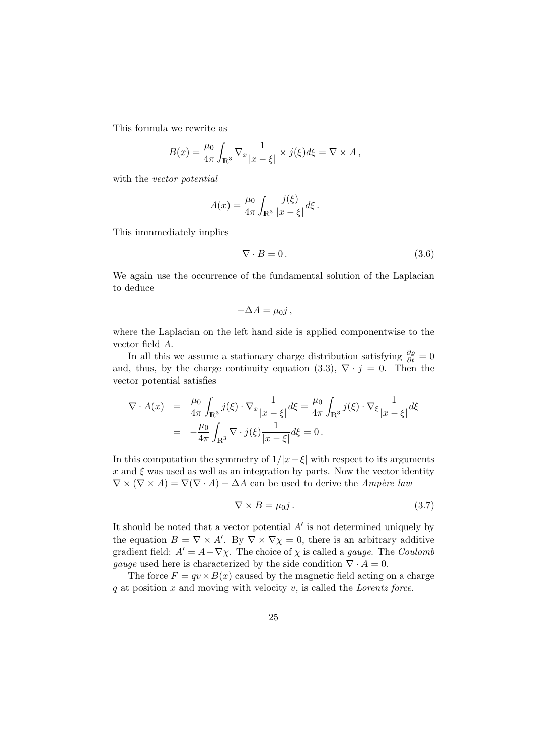This formula we rewrite as

$$B(x) = \frac{\mu_0}{4\pi} \int_{\mathbb{R}^3} \nabla_x \frac{1}{|x - \xi|} \times j(\xi) d\xi = \nabla \times A \,,$$

with the *vector potential*

$$A(x) = \frac{\mu_0}{4\pi} \int_{\mathbb{R}^3} \frac{j(\xi)}{|x - \xi|} d\xi \,.$$

This immmediately implies

$$\nabla \cdot B = 0 \,. \tag{3.6}$$

We again use the occurrence of the fundamental solution of the Laplacian to deduce

$$-\Delta A = \mu_0 j \,,$$

where the Laplacian on the left hand side is applied componentwise to the vector field $A$.

In all this we assume a stationary charge distribution satisfying $\frac{\partial \varrho}{\partial t} = 0$ and, thus, by the charge continuity equation (3.3), $\nabla \cdot j = 0$. Then the vector potential satisfies

$$\begin{aligned} \nabla \cdot A(x) &= \frac{\mu_0}{4\pi} \int_{\mathbb{R}^3} j(\xi) \cdot \nabla_x \frac{1}{|x - \xi|} d\xi = \frac{\mu_0}{4\pi} \int_{\mathbb{R}^3} j(\xi) \cdot \nabla_\xi \frac{1}{|x - \xi|} d\xi \\ &= -\frac{\mu_0}{4\pi} \int_{\mathbb{R}^3} \nabla \cdot j(\xi) \frac{1}{|x - \xi|} d\xi = 0 \,. \end{aligned}$$

In this computation the symmetry of $1/|x - \xi|$ with respect to its arguments $x$ and $\xi$ was used as well as an integration by parts. Now the vector identity $\nabla \times (\nabla \times A) = \nabla(\nabla \cdot A) - \Delta A$ can be used to derive the *Ampère law*

$$\nabla \times B = \mu_0 j \,. \tag{3.7}$$

It should be noted that a vector potential $A'$ is not determined uniquely by the equation $B = \nabla \times A'$. By $\nabla \times \nabla \chi = 0$, there is an arbitrary additive gradient field: $A' = A + \nabla \chi$. The choice of $\chi$ is called a *gauge*. The *Coulomb gauge* used here is characterized by the side condition $\nabla \cdot A = 0$.

The force $F = qv \times B(x)$ caused by the magnetic field acting on a charge $q$ at position $x$ and moving with velocity $v$, is called the *Lorentz force*.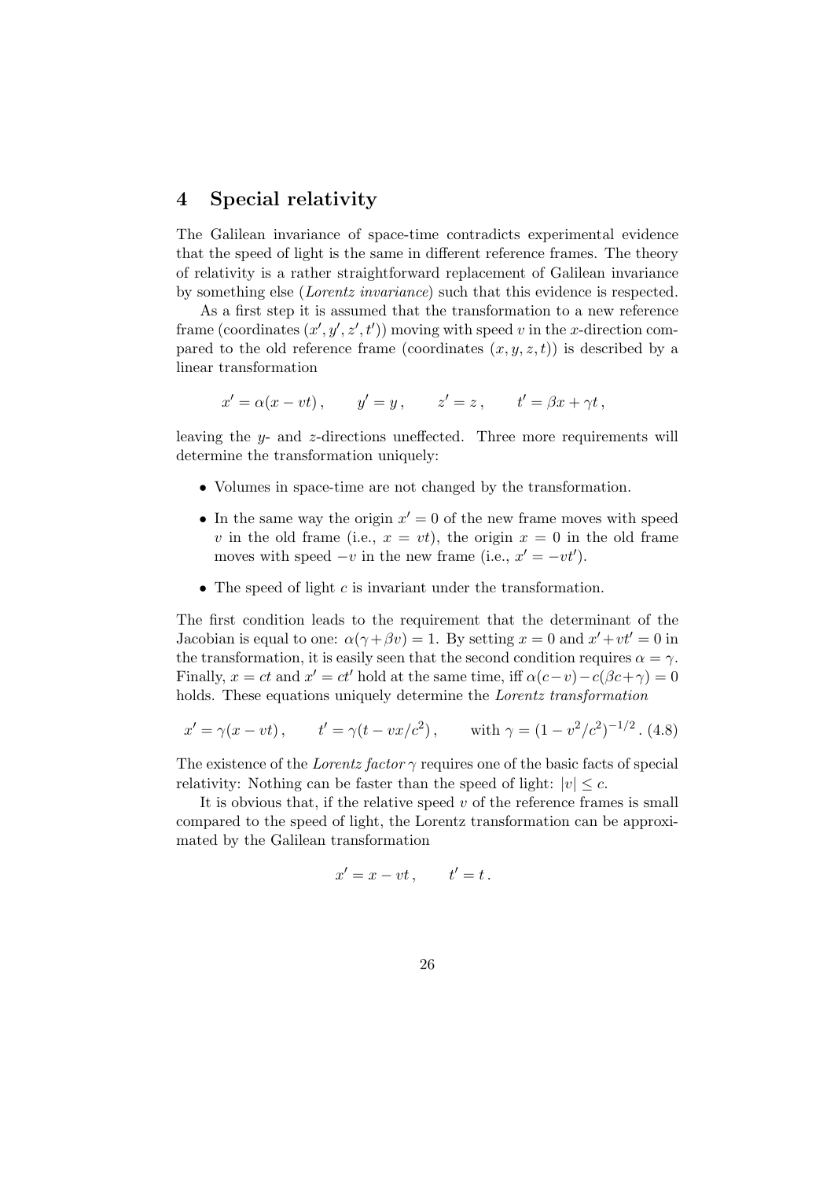## 4 Special relativity

The Galilean invariance of space-time contradicts experimental evidence that the speed of light is the same in different reference frames. The theory of relativity is a rather straightforward replacement of Galilean invariance by something else (*Lorentz invariance*) such that this evidence is respected.

As a first step it is assumed that the transformation to a new reference frame (coordinates $(x', y', z', t')$) moving with speed $v$ in the $x$-direction compared to the old reference frame (coordinates $(x, y, z, t)$) is described by a linear transformation

$$x' = \alpha(x - vt)\,, \qquad y' = y\,, \qquad z' = z\,, \qquad t' = \beta x + \gamma t\,,$$

leaving the $y$- and $z$-directions uneffected. Three more requirements will determine the transformation uniquely:

- Volumes in space-time are not changed by the transformation.
- In the same way the origin $x' = 0$ of the new frame moves with speed $v$ in the old frame (i.e., $x = vt$), the origin $x = 0$ in the old frame moves with speed $-v$ in the new frame (i.e., $x' = -vt'$).
- The speed of light $c$ is invariant under the transformation.

The first condition leads to the requirement that the determinant of the Jacobian is equal to one: $\alpha(\gamma + \beta v) = 1$. By setting $x = 0$ and $x' + vt' = 0$ in the transformation, it is easily seen that the second condition requires $\alpha = \gamma$. Finally, $x = ct$ and $x' = ct'$ hold at the same time, iff $\alpha(c - v) - c(\beta c + \gamma) = 0$ holds. These equations uniquely determine the *Lorentz transformation*

$$x' = \gamma(x - vt)\,, \qquad t' = \gamma(t - vx/c^2)\,, \qquad \text{with } \gamma = (1 - v^2/c^2)^{-1/2}\,. \tag{4.8}$$

The existence of the *Lorentz factor* $\gamma$ requires one of the basic facts of special relativity: Nothing can be faster than the speed of light: $|v| \leq c$.

It is obvious that, if the relative speed $v$ of the reference frames is small compared to the speed of light, the Lorentz transformation can be approximated by the Galilean transformation

$$x' = x - vt\,, \qquad t' = t\,.$$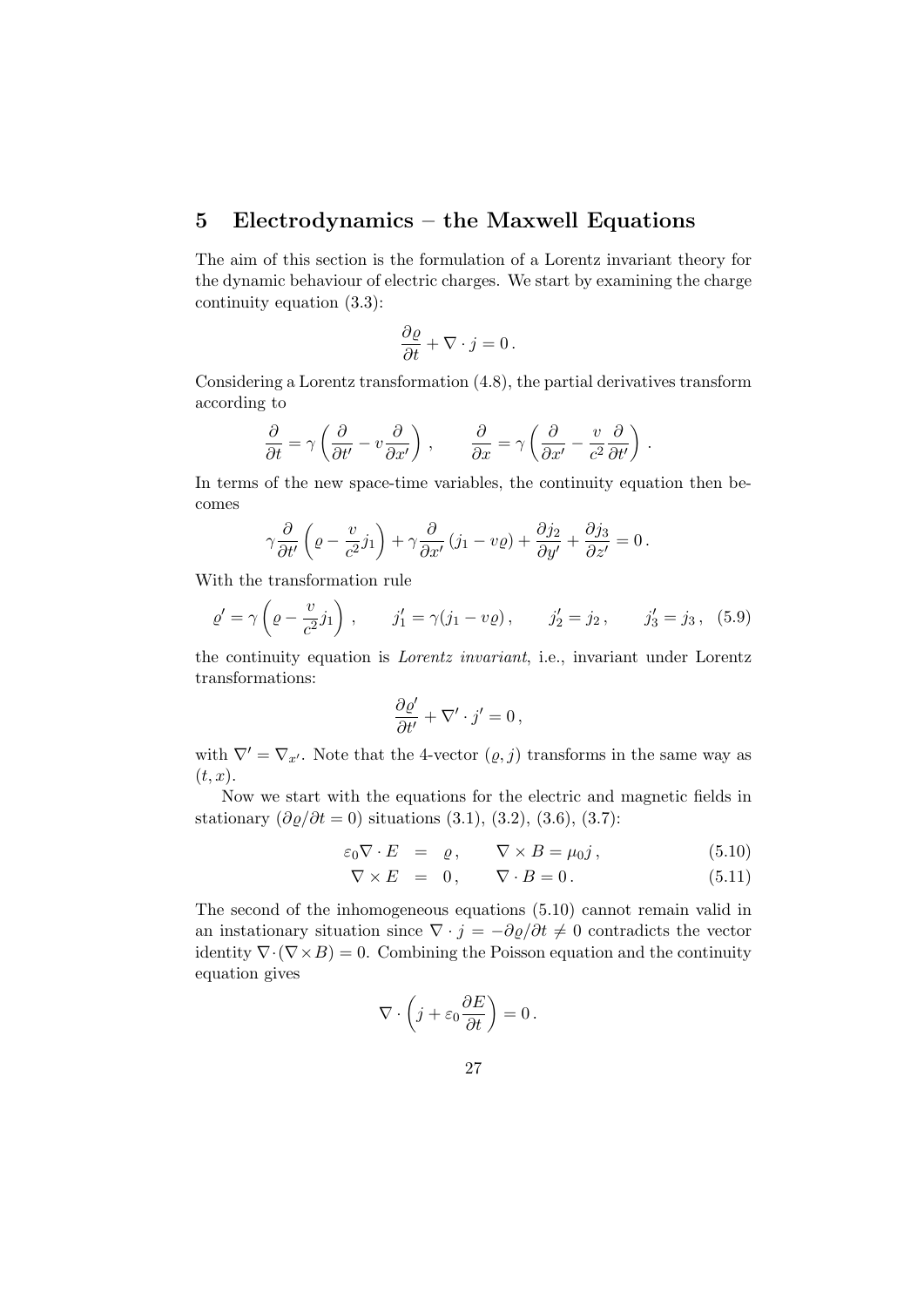## 5 Electrodynamics – the Maxwell Equations

The aim of this section is the formulation of a Lorentz invariant theory for the dynamic behaviour of electric charges. We start by examining the charge continuity equation (3.3):

$$\frac{\partial \varrho}{\partial t} + \nabla \cdot j = 0 \,.$$

Considering a Lorentz transformation (4.8), the partial derivatives transform according to

$$\frac{\partial}{\partial t} = \gamma \left( \frac{\partial}{\partial t'} - v \frac{\partial}{\partial x'} \right) , \qquad \frac{\partial}{\partial x} = \gamma \left( \frac{\partial}{\partial x'} - \frac{v}{c^2} \frac{\partial}{\partial t'} \right) .$$

In terms of the new space-time variables, the continuity equation then becomes

$$\gamma \frac{\partial}{\partial t'} \left( \varrho - \frac{v}{c^2} j_1 \right) + \gamma \frac{\partial}{\partial x'} \left( j_1 - v\varrho \right) + \frac{\partial j_2}{\partial y'} + \frac{\partial j_3}{\partial z'} = 0 \,.$$

With the transformation rule

$$\varrho' = \gamma \left( \varrho - \frac{v}{c^2} j_1 \right) , \qquad j_1' = \gamma (j_1 - v\varrho) , \qquad j_2' = j_2 , \qquad j_3' = j_3 , \quad (5.9)$$

the continuity equation is *Lorentz invariant*, i.e., invariant under Lorentz transformations:

$$\frac{\partial \varrho'}{\partial t'} + \nabla' \cdot j' = 0 \,,$$

with $\nabla' = \nabla_{x'}$. Note that the 4-vector $(\varrho, j)$ transforms in the same way as $(t, x)$.

Now we start with the equations for the electric and magnetic fields in stationary ($\partial \varrho / \partial t = 0$) situations (3.1), (3.2), (3.6), (3.7):

$$\varepsilon_0 \nabla \cdot E = \varrho \,, \qquad \nabla \times B = \mu_0 j \,, \quad (5.10)$$

$$\nabla \times E = 0 \,, \qquad \nabla \cdot B = 0 \,. \quad (5.11)$$

The second of the inhomogeneous equations (5.10) cannot remain valid in an instationary situation since $\nabla \cdot j = -\partial \varrho / \partial t \neq 0$ contradicts the vector identity $\nabla \cdot (\nabla \times B) = 0$. Combining the Poisson equation and the continuity equation gives

$$\nabla \cdot \left( j + \varepsilon_0 \frac{\partial E}{\partial t} \right) = 0 \,.$$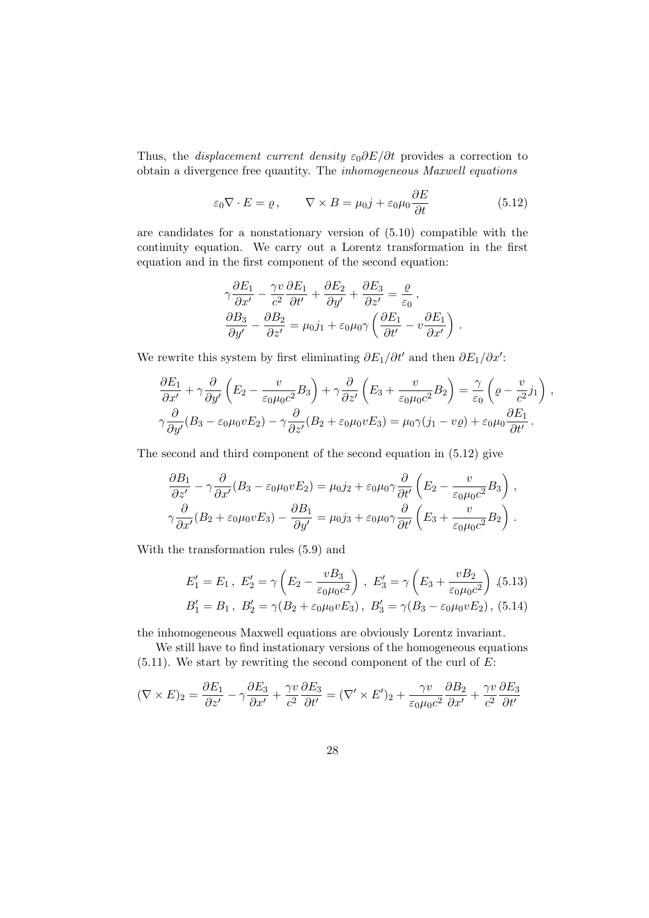Thus, the *displacement current density* $\varepsilon_0 \partial E/\partial t$ provides a correction to obtain a divergence free quantity. The *inhomogeneous Maxwell equations*

$$\varepsilon_0 \nabla \cdot E = \varrho \,, \qquad \nabla \times B = \mu_0 j + \varepsilon_0 \mu_0 \frac{\partial E}{\partial t} \tag{5.12}$$

are candidates for a nonstationary version of (5.10) compatible with the continuity equation. We carry out a Lorentz transformation in the first equation and in the first component of the second equation:

$$\begin{aligned}
&\gamma \frac{\partial E_1}{\partial x'} - \frac{\gamma v}{c^2} \frac{\partial E_1}{\partial t'} + \frac{\partial E_2}{\partial y'} + \frac{\partial E_3}{\partial z'} = \frac{\varrho}{\varepsilon_0} \,, \\
&\frac{\partial B_3}{\partial y'} - \frac{\partial B_2}{\partial z'} = \mu_0 j_1 + \varepsilon_0 \mu_0 \gamma \left( \frac{\partial E_1}{\partial t'} - v \frac{\partial E_1}{\partial x'} \right) .
\end{aligned}$$

We rewrite this system by first eliminating $\partial E_1/\partial t'$ and then $\partial E_1/\partial x'$:

$$\begin{aligned}
&\frac{\partial E_1}{\partial x'} + \gamma \frac{\partial}{\partial y'} \left( E_2 - \frac{v}{\varepsilon_0 \mu_0 c^2} B_3 \right) + \gamma \frac{\partial}{\partial z'} \left( E_3 + \frac{v}{\varepsilon_0 \mu_0 c^2} B_2 \right) = \frac{\gamma}{\varepsilon_0} \left( \varrho - \frac{v}{c^2} j_1 \right) , \\
&\gamma \frac{\partial}{\partial y'} (B_3 - \varepsilon_0 \mu_0 v E_2) - \gamma \frac{\partial}{\partial z'} (B_2 + \varepsilon_0 \mu_0 v E_3) = \mu_0 \gamma (j_1 - v \varrho) + \varepsilon_0 \mu_0 \frac{\partial E_1}{\partial t'} .
\end{aligned}$$

The second and third component of the second equation in (5.12) give

$$\begin{aligned}
&\frac{\partial B_1}{\partial z'} - \gamma \frac{\partial}{\partial x'} (B_3 - \varepsilon_0 \mu_0 v E_2) = \mu_0 j_2 + \varepsilon_0 \mu_0 \gamma \frac{\partial}{\partial t'} \left( E_2 - \frac{v}{\varepsilon_0 \mu_0 c^2} B_3 \right) , \\
&\gamma \frac{\partial}{\partial x'} (B_2 + \varepsilon_0 \mu_0 v E_3) - \frac{\partial B_1}{\partial y'} = \mu_0 j_3 + \varepsilon_0 \mu_0 \gamma \frac{\partial}{\partial t'} \left( E_3 + \frac{v}{\varepsilon_0 \mu_0 c^2} B_2 \right) .
\end{aligned}$$

With the transformation rules (5.9) and

$$E_1' = E_1 \,, \; E_2' = \gamma \left( E_2 - \frac{v B_3}{\varepsilon_0 \mu_0 c^2} \right) \,, \; E_3' = \gamma \left( E_3 + \frac{v B_2}{\varepsilon_0 \mu_0 c^2} \right) , \tag{5.13}$$

$$B_1' = B_1 \,, \; B_2' = \gamma (B_2 + \varepsilon_0 \mu_0 v E_3) \,, \; B_3' = \gamma (B_3 - \varepsilon_0 \mu_0 v E_2) \,, \tag{5.14}$$

the inhomogeneous Maxwell equations are obviously Lorentz invariant.

We still have to find instationary versions of the homogeneous equations (5.11). We start by rewriting the second component of the curl of $E$:

$$(\nabla \times E)_2 = \frac{\partial E_1}{\partial z'} - \gamma \frac{\partial E_3}{\partial x'} + \frac{\gamma v}{c^2} \frac{\partial E_3}{\partial t'} = (\nabla' \times E')_2 + \frac{\gamma v}{\varepsilon_0 \mu_0 c^2} \frac{\partial B_2}{\partial x'} + \frac{\gamma v}{c^2} \frac{\partial E_3}{\partial t'}$$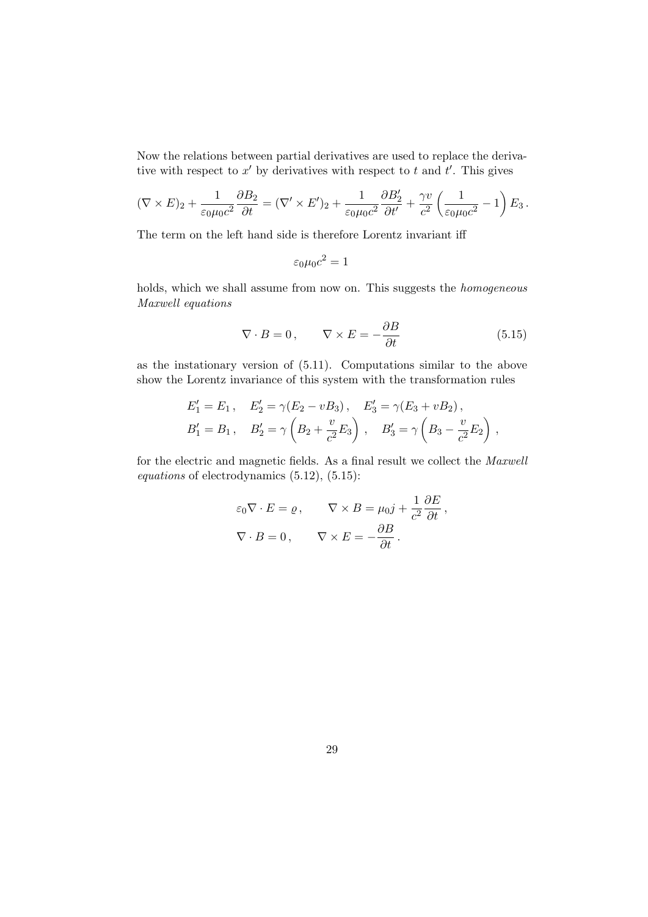Now the relations between partial derivatives are used to replace the derivative with respect to $x'$ by derivatives with respect to $t$ and $t'$. This gives

$$(\nabla \times E)_2 + \frac{1}{\varepsilon_0 \mu_0 c^2} \frac{\partial B_2}{\partial t} = (\nabla' \times E')_2 + \frac{1}{\varepsilon_0 \mu_0 c^2} \frac{\partial B_2'}{\partial t'} + \frac{\gamma v}{c^2} \left( \frac{1}{\varepsilon_0 \mu_0 c^2} - 1 \right) E_3 .$$

The term on the left hand side is therefore Lorentz invariant iff

$$\varepsilon_0 \mu_0 c^2 = 1$$

holds, which we shall assume from now on. This suggests the *homogeneous Maxwell equations*

$$\nabla \cdot B = 0 , \qquad \nabla \times E = -\frac{\partial B}{\partial t} \tag{5.15}$$

as the instationary version of (5.11). Computations similar to the above show the Lorentz invariance of this system with the transformation rules

$$\begin{aligned} E_1' &= E_1 , \quad E_2' = \gamma(E_2 - vB_3) , \quad E_3' = \gamma(E_3 + vB_2) , \\ B_1' &= B_1 , \quad B_2' = \gamma \left( B_2 + \frac{v}{c^2} E_3 \right) , \quad B_3' = \gamma \left( B_3 - \frac{v}{c^2} E_2 \right) , \end{aligned}$$

for the electric and magnetic fields. As a final result we collect the *Maxwell equations* of electrodynamics (5.12), (5.15):

$$\begin{aligned} &\varepsilon_0 \nabla \cdot E = \varrho , \qquad \nabla \times B = \mu_0 j + \frac{1}{c^2} \frac{\partial E}{\partial t} , \\ &\nabla \cdot B = 0 , \qquad \nabla \times E = -\frac{\partial B}{\partial t} . \end{aligned}$$